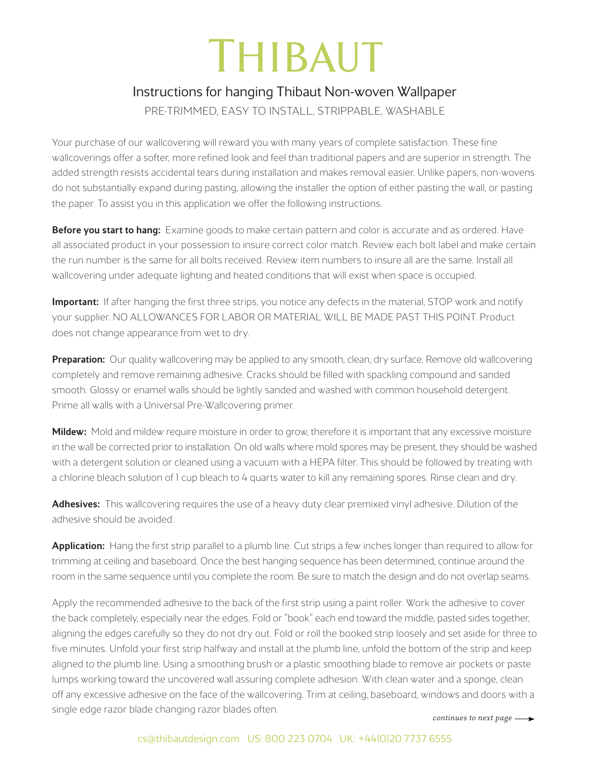# THIBAUT

## Instructions for hanging Thibaut Non-woven Wallpaper

PRE-TRIMMED, EASY TO INSTALL, STRIPPABLE, WASHABLE

Your purchase of our wallcovering will reward you with many years of complete satisfaction. These fine wallcoverings offer a softer, more refined look and feel than traditional papers and are superior in strength. The added strength resists accidental tears during installation and makes removal easier. Unlike papers, non-wovens do not substantially expand during pasting, allowing the installer the option of either pasting the wall, or pasting the paper. To assist you in this application we offer the following instructions.

**Before you start to hang:** Examine goods to make certain pattern and color is accurate and as ordered. Have all associated product in your possession to insure correct color match. Review each bolt label and make certain the run number is the same for all bolts received. Review item numbers to insure all are the same. Install all wallcovering under adequate lighting and heated conditions that will exist when space is occupied.

**Important:** If after hanging the first three strips, you notice any defects in the material, STOP work and notify your supplier. NO ALLOWANCES FOR LABOR OR MATERIAL WILL BE MADE PAST THIS POINT. Product does not change appearance from wet to dry.

**Preparation:** Our quality wallcovering may be applied to any smooth, clean, dry surface. Remove old wallcovering completely and remove remaining adhesive. Cracks should be filled with spackling compound and sanded smooth. Glossy or enamel walls should be lightly sanded and washed with common household detergent. Prime all walls with a Universal Pre-Wallcovering primer.

**Mildew:** Mold and mildew require moisture in order to grow, therefore it is important that any excessive moisture in the wall be corrected prior to installation. On old walls where mold spores may be present, they should be washed with a detergent solution or cleaned using a vacuum with a HEPA filter. This should be followed by treating with a chlorine bleach solution of 1 cup bleach to 4 quarts water to kill any remaining spores. Rinse clean and dry.

**Adhesives:** This wallcovering requires the use of a heavy duty clear premixed vinyl adhesive. Dilution of the adhesive should be avoided.

**Application:** Hang the first strip parallel to a plumb line. Cut strips a few inches longer than required to allow for trimming at ceiling and baseboard. Once the best hanging sequence has been determined, continue around the room in the same sequence until you complete the room. Be sure to match the design and do not overlap seams.

Apply the recommended adhesive to the back of the first strip using a paint roller. Work the adhesive to cover the back completely, especially near the edges. Fold or "book" each end toward the middle, pasted sides together, aligning the edges carefully so they do not dry out. Fold or roll the booked strip loosely and set aside for three to five minutes. Unfold your first strip halfway and install at the plumb line, unfold the bottom of the strip and keep aligned to the plumb line. Using a smoothing brush or a plastic smoothing blade to remove air pockets or paste lumps working toward the uncovered wall assuring complete adhesion. With clean water and a sponge, clean off any excessive adhesive on the face of the wallcovering. Trim at ceiling, baseboard, windows and doors with a single edge razor blade changing razor blades often.

*continues to next page →*

cs@thibautdesign.com US: 800 223 0704 UK: +44(0)20 7737 6555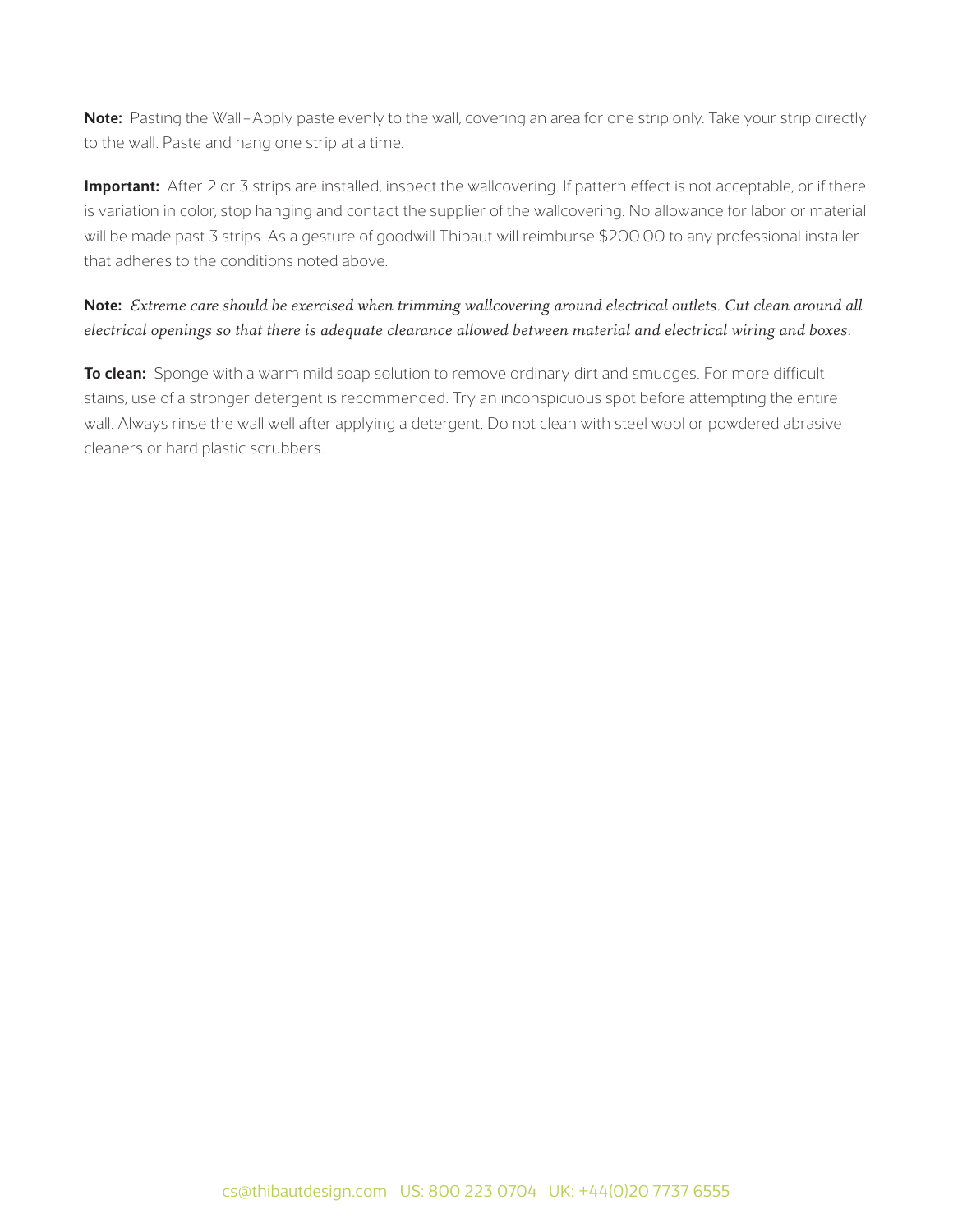**Note:** Pasting the Wall – Apply paste evenly to the wall, covering an area for one strip only. Take your strip directly to the wall. Paste and hang one strip at a time.

**Important:** After 2 or 3 strips are installed, inspect the wallcovering. If pattern effect is not acceptable, or if there is variation in color, stop hanging and contact the supplier of the wallcovering. No allowance for labor or material will be made past 3 strips. As a gesture of goodwill Thibaut will reimburse $200.00 to any professional installer that adheres to the conditions noted above.

**Note:** *Extreme care should be exercised when trimming wallcovering around electrical outlets. Cut clean around all electrical openings so that there is adequate clearance allowed between material and electrical wiring and boxes.*

**To clean:** Sponge with a warm mild soap solution to remove ordinary dirt and smudges. For more difficult stains, use of a stronger detergent is recommended. Try an inconspicuous spot before attempting the entire wall. Always rinse the wall well after applying a detergent. Do not clean with steel wool or powdered abrasive cleaners or hard plastic scrubbers.

cs@thibautdesign.com US: 800 223 0704 UK: +44(0)20 7737 6555